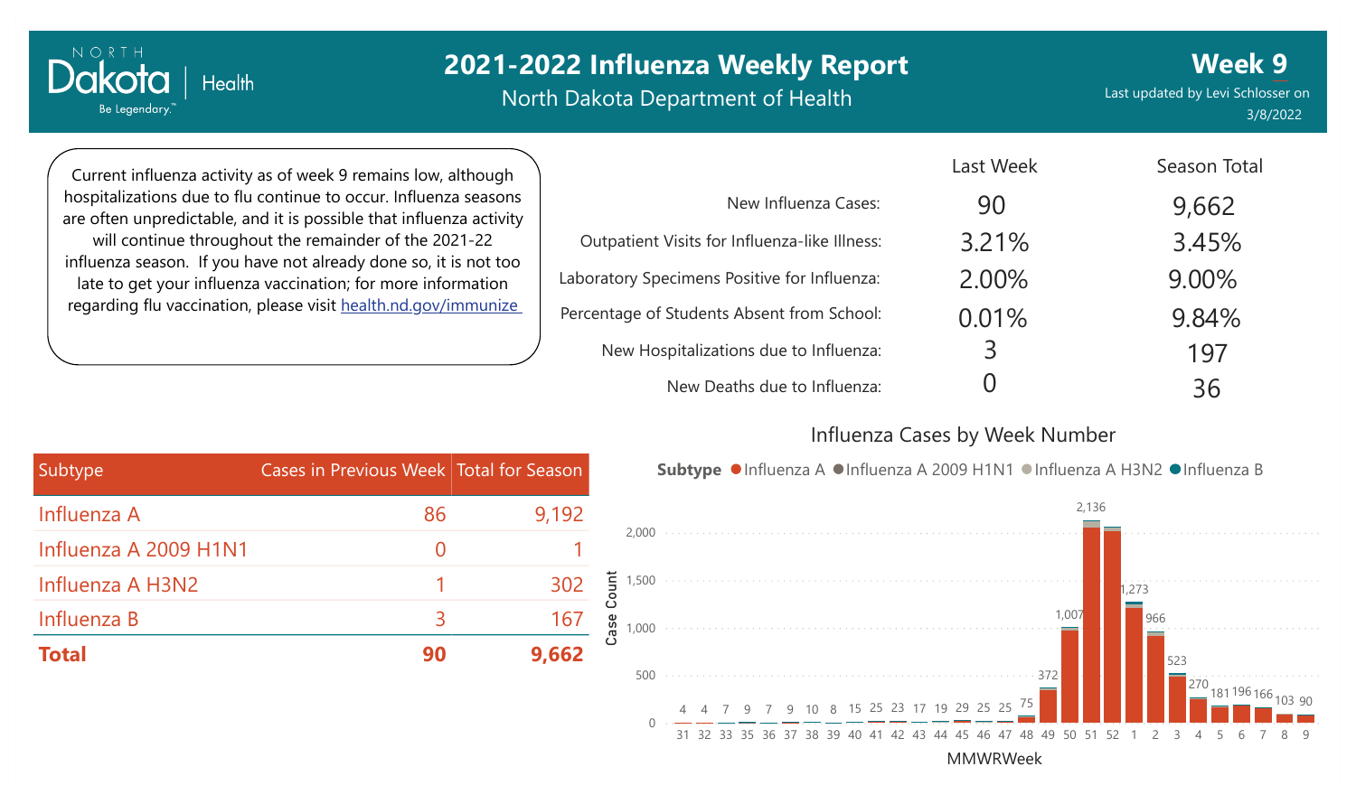# 2021-2022 Influenza Weekly Report

North Dakota Department of Health

## Week 9

Last updated by Levi Schlosser on 3/8/2022

Current influenza activity as of week 9 remains low, although hospitalizations due to flu continue to occur. Influenza seasons are often unpredictable, and it is possible that influenza activity will continue throughout the remainder of the 2021-22 influenza season. If you have not already done so, it is not too late to get your influenza vaccination; for more information regarding flu vaccination, please visit health.nd.gov/immunize

| | Last Week | Season Total |
|---|---|---|
| New Influenza Cases: | 90 | 9,662 |
| Outpatient Visits for Influenza-like Illness: | 3.21% | 3.45% |
| Laboratory Specimens Positive for Influenza: | 2.00% | 9.00% |
| Percentage of Students Absent from School: | 0.01% | 9.84% |
| New Hospitalizations due to Influenza: | 3 | 197 |
| New Deaths due to Influenza: | 0 | 36 |

| Subtype | Cases in Previous Week | Total for Season |
|---|---|---|
| Influenza A | 86 | 9,192 |
| Influenza A 2009 H1N1 | 0 | 1 |
| Influenza A H3N2 | 1 | 302 |
| Influenza B | 3 | 167 |
| **Total** | **90** | **9,662** |

### Influenza Cases by Week Number

Subtype: Influenza A, Influenza A 2009 H1N1, Influenza A H3N2, Influenza B

| MMWRWeek | 31 | 32 | 33 | 35 | 36 | 37 | 38 | 39 | 40 | 41 | 42 | 43 | 44 | 45 | 46 | 47 | 48 | 49 | 50 | 51 | 52 | 1 | 2 | 3 | 4 | 5 | 6 | 7 | 8 | 9 |
|---|---|---|---|---|---|---|---|---|---|---|---|---|---|---|---|---|---|---|---|---|---|---|---|---|---|---|---|---|---|---|
| Case Count | 4 | 4 | 7 | 9 | 7 | 9 | 10 | 8 | 15 | 25 | 23 | 17 | 19 | 29 | 25 | 25 | 75 | 372 | 1,007 | 2,136 | | 1,273 | 966 | 523 | 270 | 181 | 196 | 166 | 103 | 90 |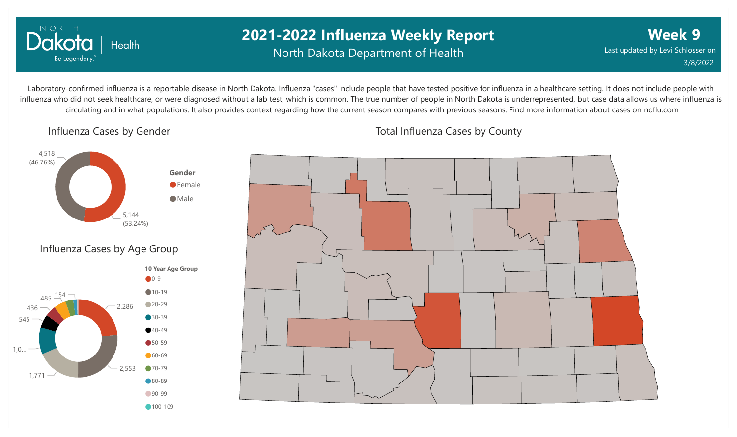# 2021-2022 Influenza Weekly Report

North Dakota Department of Health

**Week 9**

Last updated by Levi Schlosser on 3/8/2022

Laboratory-confirmed influenza is a reportable disease in North Dakota. Influenza "cases" include people that have tested positive for influenza in a healthcare setting. It does not include people with influenza who did not seek healthcare, or were diagnosed without a lab test, which is common. The true number of people in North Dakota is underrepresented, but case data allows us where influenza is circulating and in what populations. It also provides context regarding how the current season compares with previous seasons. Find more information about cases on ndflu.com

## Influenza Cases by Gender

**Gender**

- Female: 5,144 (53.24%)
- Male: 4,518 (46.76%)

## Influenza Cases by Age Group

**10 Year Age Group**

- 0-9: 2,286
- 10-19: 2,553
- 20-29: 1,771
- 30-39: 1,0...
- 40-49: 545
- 50-59: 436
- 60-69: 485
- 70-79: 154
- 80-89
- 90-99
- 100-109

## Total Influenza Cases by County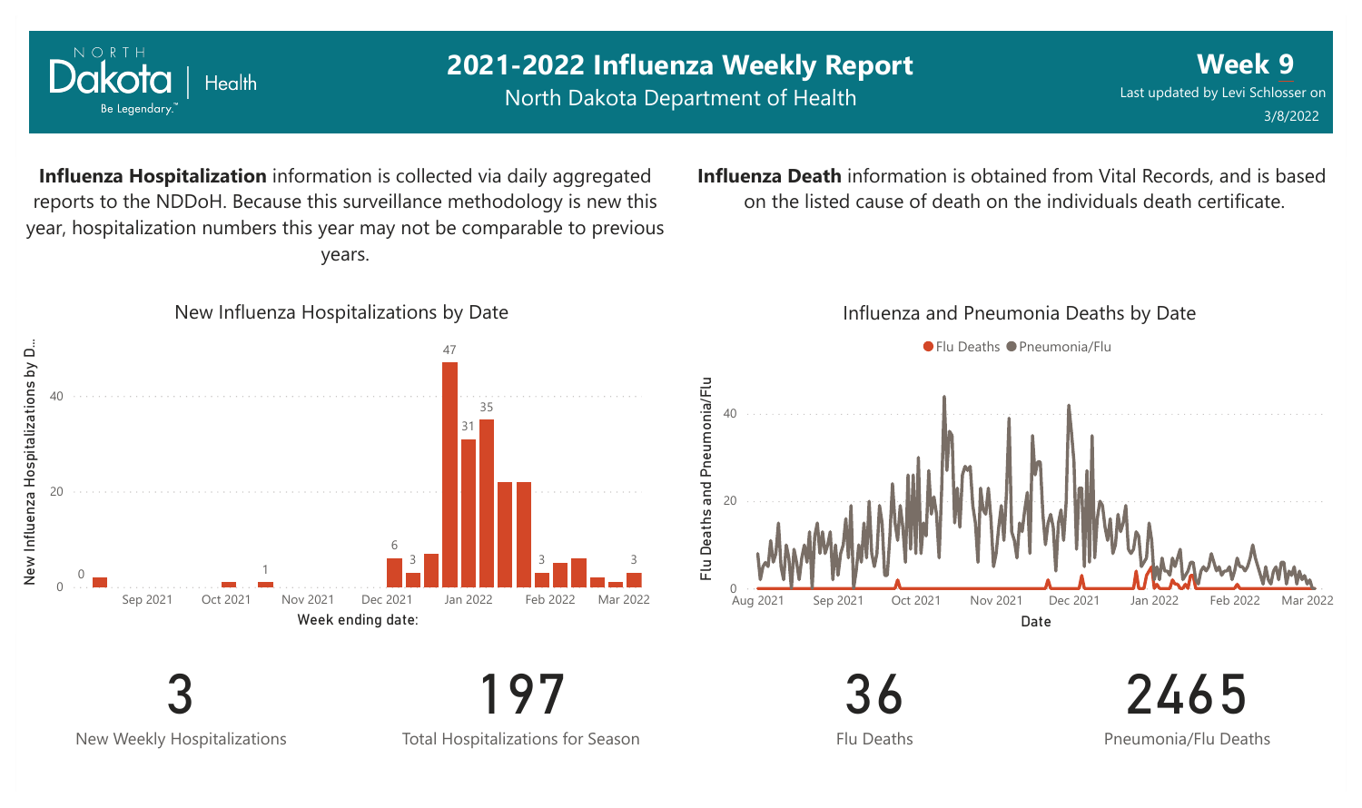# 2021-2022 Influenza Weekly Report

North Dakota Department of Health

**Week 9**

Last updated by Levi Schlosser on 3/8/2022

**Influenza Hospitalization** information is collected via daily aggregated reports to the NDDoH. Because this surveillance methodology is new this year, hospitalization numbers this year may not be comparable to previous years.

**Influenza Death** information is obtained from Vital Records, and is based on the listed cause of death on the individuals death certificate.

New Influenza Hospitalizations by Date

Influenza and Pneumonia Deaths by Date

| 3 | 197 | 36 | 2465 |
|---|---|---|---|
| New Weekly Hospitalizations | Total Hospitalizations for Season | Flu Deaths | Pneumonia/Flu Deaths |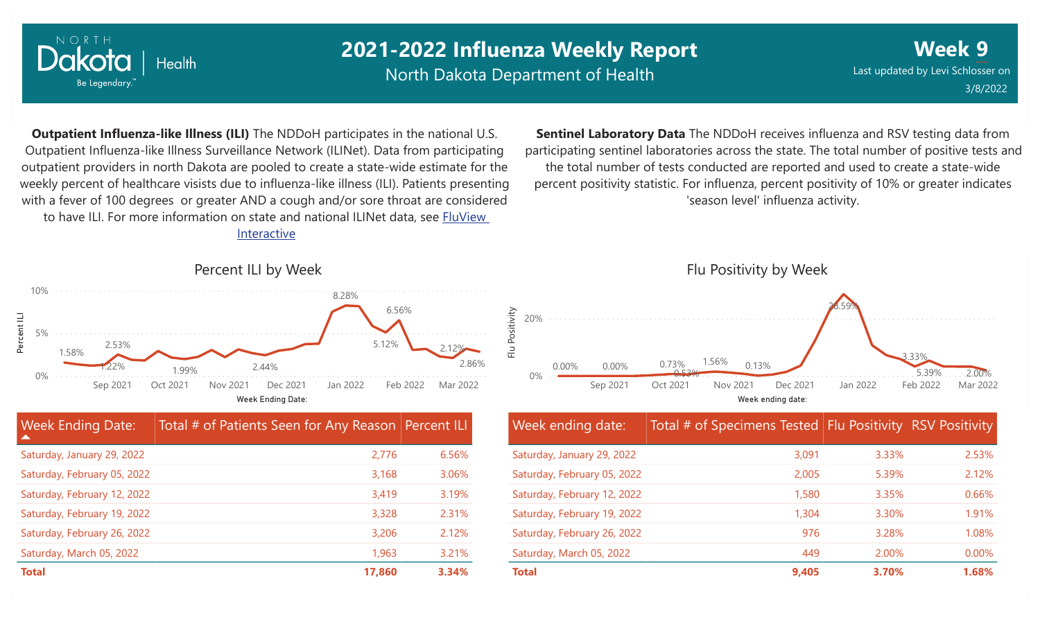# 2021-2022 Influenza Weekly Report

North Dakota Department of Health

**Week 9**

Last updated by Levi Schlosser on 3/8/2022

**Outpatient Influenza-like Illness (ILI)** The NDDoH participates in the national U.S. Outpatient Influenza-like Illness Surveillance Network (ILINet). Data from participating outpatient providers in north Dakota are pooled to create a state-wide estimate for the weekly percent of healthcare visists due to influenza-like illness (ILI). Patients presenting with a fever of 100 degrees or greater AND a cough and/or sore throat are considered to have ILI. For more information on state and national ILINet data, see [FluView Interactive]

**Sentinel Laboratory Data** The NDDoH receives influenza and RSV testing data from participating sentinel laboratories across the state. The total number of positive tests and the total number of tests conducted are reported and used to create a state-wide percent positivity statistic. For influenza, percent positivity of 10% or greater indicates 'season level' influenza activity.

## Percent ILI by Week

| Week Ending Date: | Total # of Patients Seen for Any Reason | Percent ILI |
|---|---|---|
| Saturday, January 29, 2022 | 2,776 | 6.56% |
| Saturday, February 05, 2022 | 3,168 | 3.06% |
| Saturday, February 12, 2022 | 3,419 | 3.19% |
| Saturday, February 19, 2022 | 3,328 | 2.31% |
| Saturday, February 26, 2022 | 3,206 | 2.12% |
| Saturday, March 05, 2022 | 1,963 | 3.21% |
| **Total** | **17,860** | **3.34%** |

## Flu Positivity by Week

| Week ending date: | Total # of Specimens Tested | Flu Positivity | RSV Positivity |
|---|---|---|---|
| Saturday, January 29, 2022 | 3,091 | 3.33% | 2.53% |
| Saturday, February 05, 2022 | 2,005 | 5.39% | 2.12% |
| Saturday, February 12, 2022 | 1,580 | 3.35% | 0.66% |
| Saturday, February 19, 2022 | 1,304 | 3.30% | 1.91% |
| Saturday, February 26, 2022 | 976 | 3.28% | 1.08% |
| Saturday, March 05, 2022 | 449 | 2.00% | 0.00% |
| **Total** | **9,405** | **3.70%** | **1.68%** |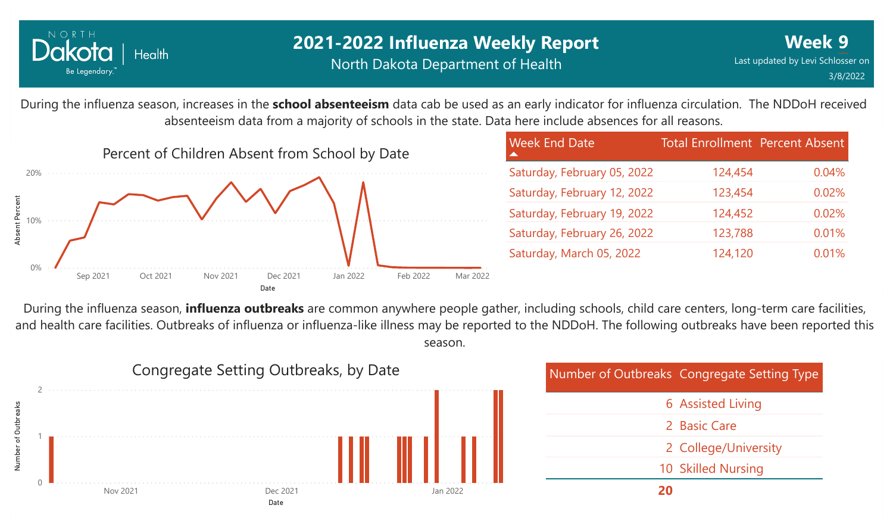# 2021-2022 Influenza Weekly Report

North Dakota Department of Health

**Week 9**

Last updated by Levi Schlosser on 3/8/2022

During the influenza season, increases in the **school absenteeism** data cab be used as an early indicator for influenza circulation. The NDDoH received absenteeism data from a majority of schools in the state. Data here include absences for all reasons.

Percent of Children Absent from School by Date

| Week End Date | Total Enrollment | Percent Absent |
|---|---|---|
| Saturday, February 05, 2022 | 124,454 | 0.04% |
| Saturday, February 12, 2022 | 123,454 | 0.02% |
| Saturday, February 19, 2022 | 124,452 | 0.02% |
| Saturday, February 26, 2022 | 123,788 | 0.01% |
| Saturday, March 05, 2022 | 124,120 | 0.01% |

During the influenza season, **influenza outbreaks** are common anywhere people gather, including schools, child care centers, long-term care facilities, and health care facilities. Outbreaks of influenza or influenza-like illness may be reported to the NDDoH. The following outbreaks have been reported this season.

Congregate Setting Outbreaks, by Date

| Number of Outbreaks | Congregate Setting Type |
|---|---|
| 6 | Assisted Living |
| 2 | Basic Care |
| 2 | College/University |
| 10 | Skilled Nursing |
| **20** | |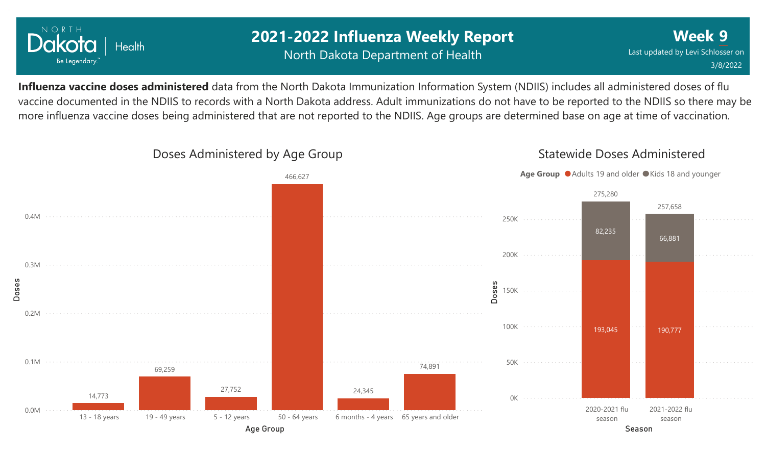# 2021-2022 Influenza Weekly Report

North Dakota Department of Health

**Week 9**

Last updated by Levi Schlosser on 3/8/2022

**Influenza vaccine doses administered** data from the North Dakota Immunization Information System (NDIIS) includes all administered doses of flu vaccine documented in the NDIIS to records with a North Dakota address. Adult immunizations do not have to be reported to the NDIIS so there may be more influenza vaccine doses being administered that are not reported to the NDIIS. Age groups are determined base on age at time of vaccination.

## Doses Administered by Age Group

| Age Group | Doses |
|---|---|
| 13 - 18 years | 14,773 |
| 19 - 49 years | 69,259 |
| 5 - 12 years | 27,752 |
| 50 - 64 years | 466,627 |
| 6 months - 4 years | 24,345 |
| 65 years and older | 74,891 |

## Statewide Doses Administered

| Season | Adults 19 and older | Kids 18 and younger | Total |
|---|---|---|---|
| 2020-2021 flu season | 193,045 | 82,235 | 275,280 |
| 2021-2022 flu season | 190,777 | 66,881 | 257,658 |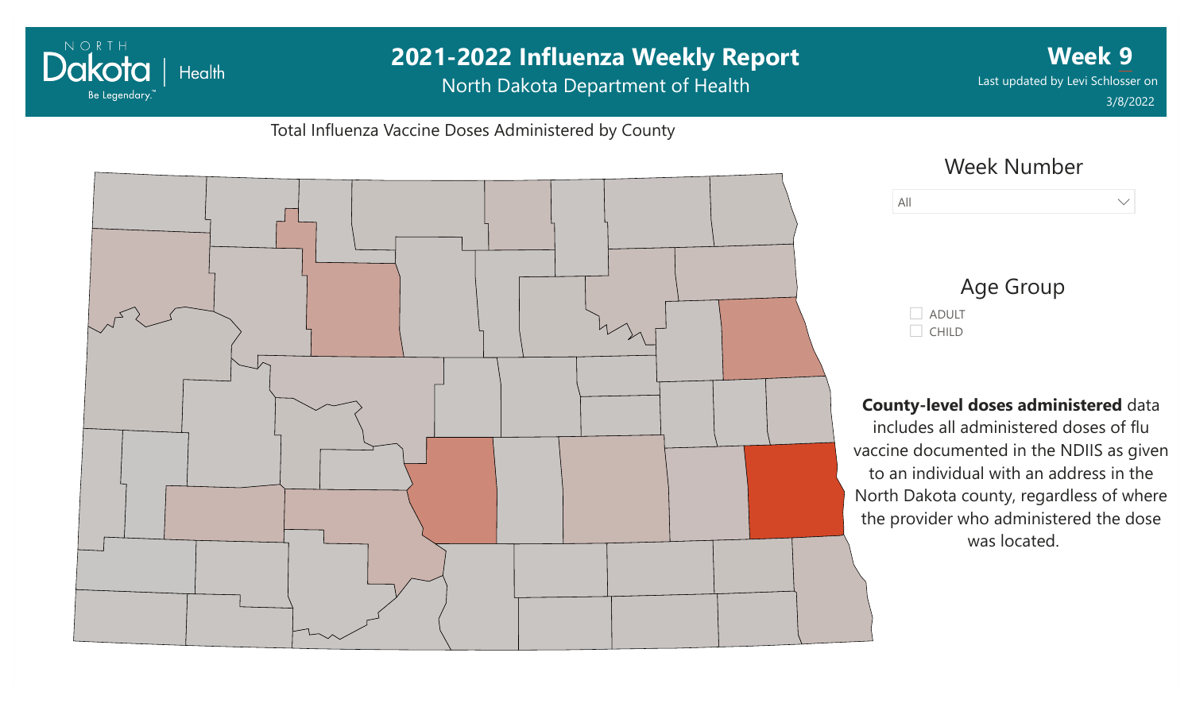NORTH Dakota | Health
Be Legendary.

# 2021-2022 Influenza Weekly Report

North Dakota Department of Health

**Week 9**

Last updated by Levi Schlosser on 3/8/2022

## Total Influenza Vaccine Doses Administered by County

### Week Number

All

### Age Group

- ADULT
- CHILD

**County-level doses administered** data includes all administered doses of flu vaccine documented in the NDIIS as given to an individual with an address in the North Dakota county, regardless of where the provider who administered the dose was located.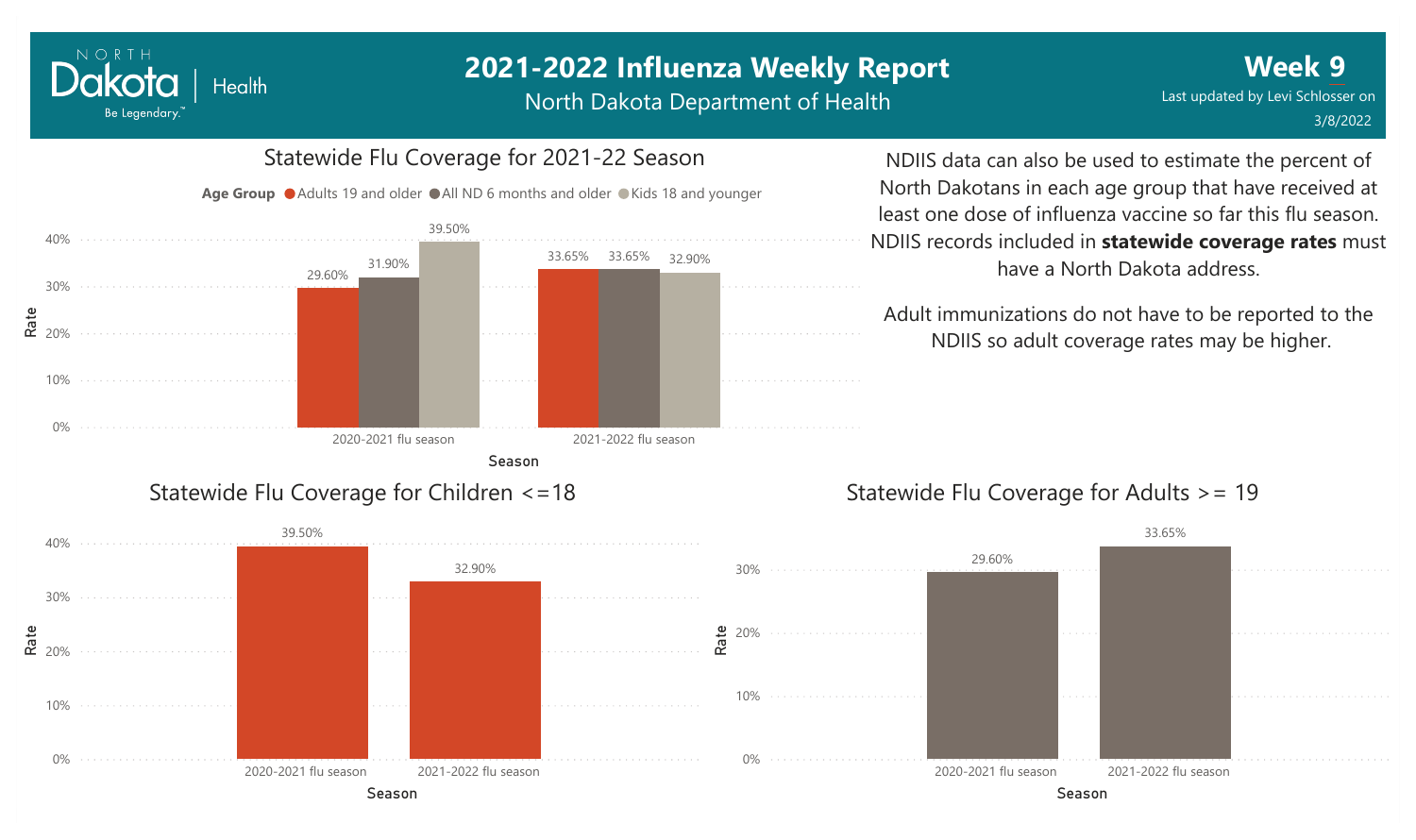# 2021-2022 Influenza Weekly Report

North Dakota Department of Health

**Week 9**

Last updated by Levi Schlosser on 3/8/2022

## Statewide Flu Coverage for 2021-22 Season

Age Group: Adults 19 and older, All ND 6 months and older, Kids 18 and younger

| Season | Adults 19 and older | All ND 6 months and older | Kids 18 and younger |
|---|---|---|---|
| 2020-2021 flu season | 29.60% | 31.90% | 39.50% |
| 2021-2022 flu season | 33.65% | 33.65% | 32.90% |

NDIIS data can also be used to estimate the percent of North Dakotans in each age group that have received at least one dose of influenza vaccine so far this flu season. NDIIS records included in **statewide coverage rates** must have a North Dakota address.

Adult immunizations do not have to be reported to the NDIIS so adult coverage rates may be higher.

## Statewide Flu Coverage for Children <=18

| Season | Rate |
|---|---|
| 2020-2021 flu season | 39.50% |
| 2021-2022 flu season | 32.90% |

## Statewide Flu Coverage for Adults >= 19

| Season | Rate |
|---|---|
| 2020-2021 flu season | 29.60% |
| 2021-2022 flu season | 33.65% |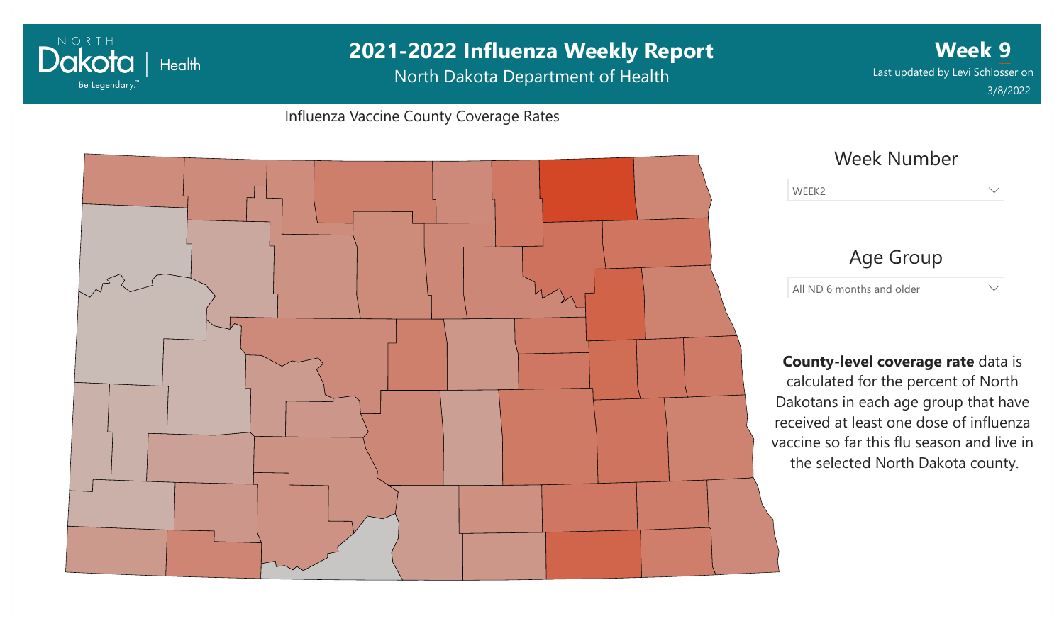# 2021-2022 Influenza Weekly Report

North Dakota Department of Health

**Week 9**

Last updated by Levi Schlosser on 3/8/2022

Influenza Vaccine County Coverage Rates

Week Number

WEEK2

Age Group

All ND 6 months and older

**County-level coverage rate** data is calculated for the percent of North Dakotans in each age group that have received at least one dose of influenza vaccine so far this flu season and live in the selected North Dakota county.